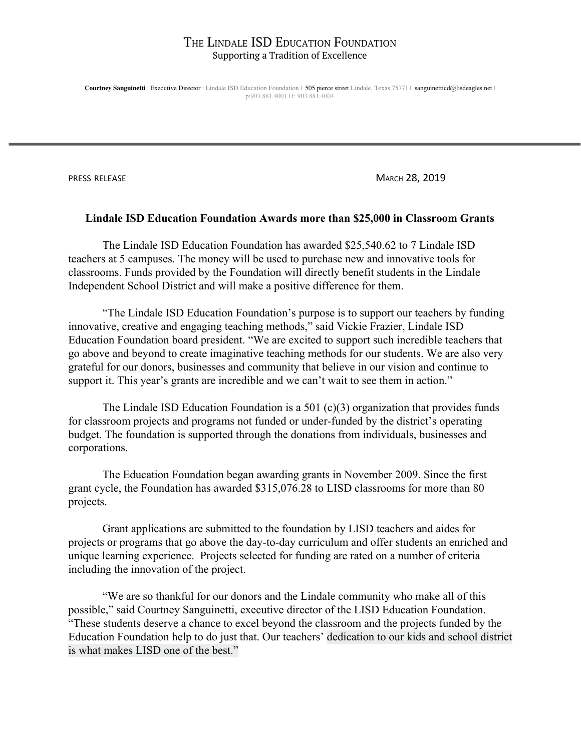# The Lindale ISD Education Foundation

Supporting a Tradition of Excellence

**Courtney Sanguinetti** | Executive Director : Lindale ISD Education Foundation | 505 pierce street Lindale, Texas 75771 | sanguinetticd@lisdeagles.net | p:903.881.4001 | f: 903.881.4004

---

PRESS RELEASE

March 28, 2019

**Lindale ISD Education Foundation Awards more than $25,000 in Classroom Grants**

The Lindale ISD Education Foundation has awarded $25,540.62 to 7 Lindale ISD teachers at 5 campuses. The money will be used to purchase new and innovative tools for classrooms. Funds provided by the Foundation will directly benefit students in the Lindale Independent School District and will make a positive difference for them.

"The Lindale ISD Education Foundation's purpose is to support our teachers by funding innovative, creative and engaging teaching methods," said Vickie Frazier, Lindale ISD Education Foundation board president. "We are excited to support such incredible teachers that go above and beyond to create imaginative teaching methods for our students. We are also very grateful for our donors, businesses and community that believe in our vision and continue to support it. This year's grants are incredible and we can't wait to see them in action."

The Lindale ISD Education Foundation is a 501 (c)(3) organization that provides funds for classroom projects and programs not funded or under-funded by the district's operating budget. The foundation is supported through the donations from individuals, businesses and corporations.

The Education Foundation began awarding grants in November 2009. Since the first grant cycle, the Foundation has awarded $315,076.28 to LISD classrooms for more than 80 projects.

Grant applications are submitted to the foundation by LISD teachers and aides for projects or programs that go above the day-to-day curriculum and offer students an enriched and unique learning experience. Projects selected for funding are rated on a number of criteria including the innovation of the project.

"We are so thankful for our donors and the Lindale community who make all of this possible," said Courtney Sanguinetti, executive director of the LISD Education Foundation. "These students deserve a chance to excel beyond the classroom and the projects funded by the Education Foundation help to do just that. Our teachers' dedication to our kids and school district is what makes LISD one of the best."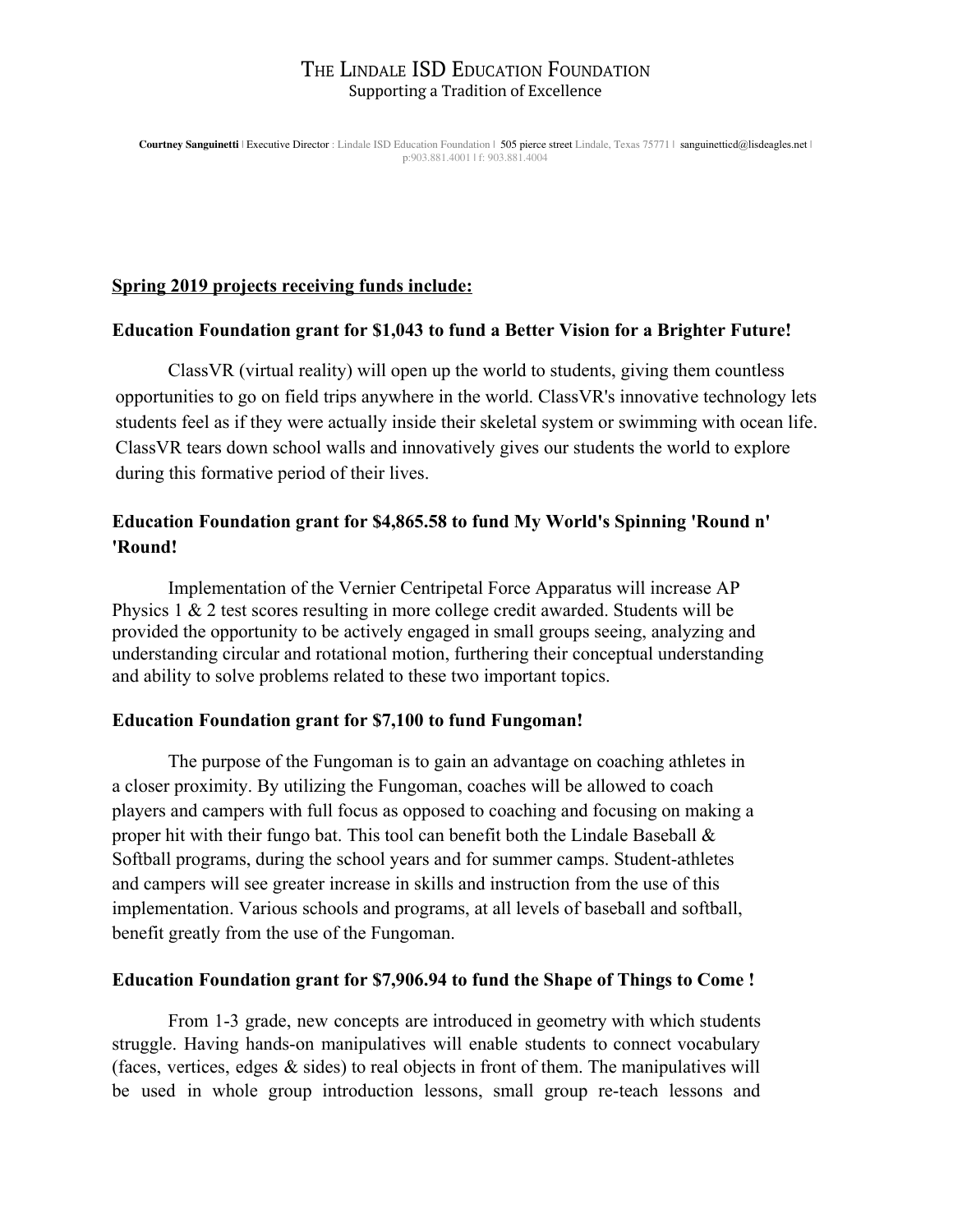# The Lindale ISD Education Foundation

Supporting a Tradition of Excellence

**Courtney Sanguinetti** | Executive Director : Lindale ISD Education Foundation | 505 pierce street Lindale, Texas 75771 | sanguinetticd@lisdeagles.net | p:903.881.4001 | f: 903.881.4004

**Spring 2019 projects receiving funds include:**

**Education Foundation grant for $1,043 to fund a Better Vision for a Brighter Future!**

ClassVR (virtual reality) will open up the world to students, giving them countless opportunities to go on field trips anywhere in the world. ClassVR's innovative technology lets students feel as if they were actually inside their skeletal system or swimming with ocean life. ClassVR tears down school walls and innovatively gives our students the world to explore during this formative period of their lives.

**Education Foundation grant for $4,865.58 to fund My World's Spinning 'Round n' 'Round!**

Implementation of the Vernier Centripetal Force Apparatus will increase AP Physics 1 & 2 test scores resulting in more college credit awarded. Students will be provided the opportunity to be actively engaged in small groups seeing, analyzing and understanding circular and rotational motion, furthering their conceptual understanding and ability to solve problems related to these two important topics.

**Education Foundation grant for $7,100 to fund Fungoman!**

The purpose of the Fungoman is to gain an advantage on coaching athletes in a closer proximity. By utilizing the Fungoman, coaches will be allowed to coach players and campers with full focus as opposed to coaching and focusing on making a proper hit with their fungo bat. This tool can benefit both the Lindale Baseball & Softball programs, during the school years and for summer camps. Student-athletes and campers will see greater increase in skills and instruction from the use of this implementation. Various schools and programs, at all levels of baseball and softball, benefit greatly from the use of the Fungoman.

**Education Foundation grant for $7,906.94 to fund the Shape of Things to Come !**

From 1-3 grade, new concepts are introduced in geometry with which students struggle. Having hands-on manipulatives will enable students to connect vocabulary (faces, vertices, edges & sides) to real objects in front of them. The manipulatives will be used in whole group introduction lessons, small group re-teach lessons and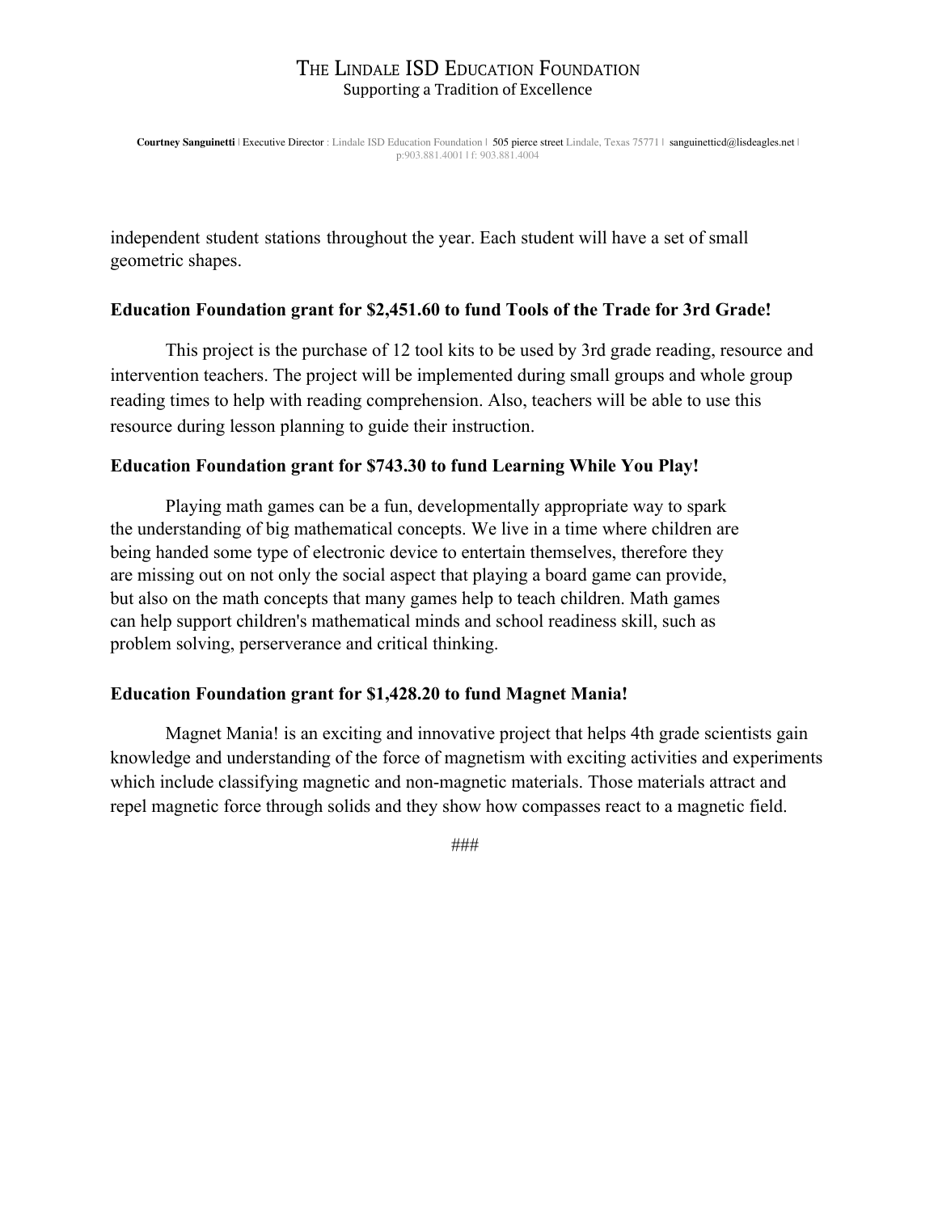independent student stations throughout the year. Each student will have a set of small geometric shapes.

**Education Foundation grant for $2,451.60 to fund Tools of the Trade for 3rd Grade!**

This project is the purchase of 12 tool kits to be used by 3rd grade reading, resource and intervention teachers. The project will be implemented during small groups and whole group reading times to help with reading comprehension. Also, teachers will be able to use this resource during lesson planning to guide their instruction.

**Education Foundation grant for $743.30 to fund Learning While You Play!**

Playing math games can be a fun, developmentally appropriate way to spark the understanding of big mathematical concepts. We live in a time where children are being handed some type of electronic device to entertain themselves, therefore they are missing out on not only the social aspect that playing a board game can provide, but also on the math concepts that many games help to teach children. Math games can help support children's mathematical minds and school readiness skill, such as problem solving, perserverance and critical thinking.

**Education Foundation grant for $1,428.20 to fund Magnet Mania!**

Magnet Mania! is an exciting and innovative project that helps 4th grade scientists gain knowledge and understanding of the force of magnetism with exciting activities and experiments which include classifying magnetic and non-magnetic materials. Those materials attract and repel magnetic force through solids and they show how compasses react to a magnetic field.

###